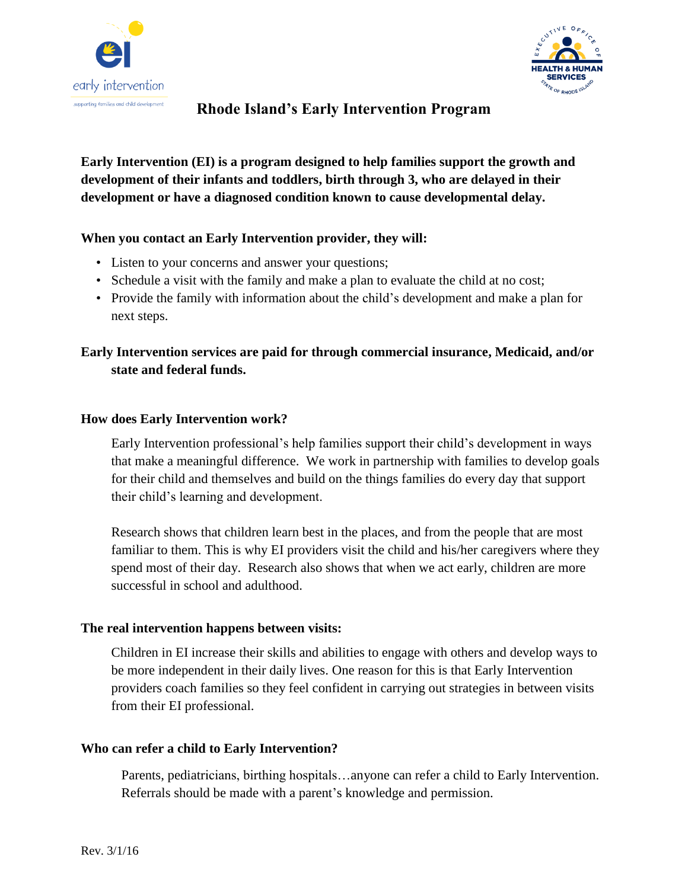# Rhode Island's Early Intervention Program

**Early Intervention (EI) is a program designed to help families support the growth and development of their infants and toddlers, birth through 3, who are delayed in their development or have a diagnosed condition known to cause developmental delay.**

**When you contact an Early Intervention provider, they will:**

- Listen to your concerns and answer your questions;
- Schedule a visit with the family and make a plan to evaluate the child at no cost;
- Provide the family with information about the child's development and make a plan for next steps.

**Early Intervention services are paid for through commercial insurance, Medicaid, and/or state and federal funds.**

**How does Early Intervention work?**

Early Intervention professional's help families support their child's development in ways that make a meaningful difference. We work in partnership with families to develop goals for their child and themselves and build on the things families do every day that support their child's learning and development.

Research shows that children learn best in the places, and from the people that are most familiar to them. This is why EI providers visit the child and his/her caregivers where they spend most of their day. Research also shows that when we act early, children are more successful in school and adulthood.

**The real intervention happens between visits:**

Children in EI increase their skills and abilities to engage with others and develop ways to be more independent in their daily lives. One reason for this is that Early Intervention providers coach families so they feel confident in carrying out strategies in between visits from their EI professional.

**Who can refer a child to Early Intervention?**

Parents, pediatricians, birthing hospitals…anyone can refer a child to Early Intervention. Referrals should be made with a parent's knowledge and permission.

Rev. 3/1/16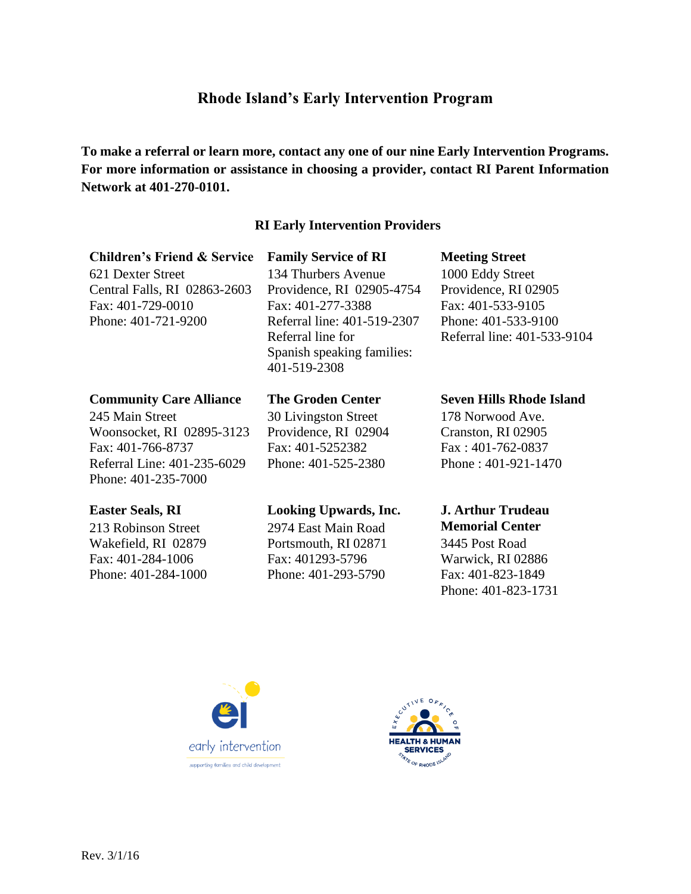# Rhode Island's Early Intervention Program

**To make a referral or learn more, contact any one of our nine Early Intervention Programs. For more information or assistance in choosing a provider, contact RI Parent Information Network at 401-270-0101.**

## RI Early Intervention Providers

**Children's Friend & Service**
621 Dexter Street
Central Falls, RI 02863-2603
Fax: 401-729-0010
Phone: 401-721-9200

**Family Service of RI**
134 Thurbers Avenue
Providence, RI 02905-4754
Fax: 401-277-3388
Referral line: 401-519-2307
Referral line for Spanish speaking families: 401-519-2308

**Meeting Street**
1000 Eddy Street
Providence, RI 02905
Fax: 401-533-9105
Phone: 401-533-9100
Referral line: 401-533-9104

**Community Care Alliance**
245 Main Street
Woonsocket, RI 02895-3123
Fax: 401-766-8737
Referral Line: 401-235-6029
Phone: 401-235-7000

**The Groden Center**
30 Livingston Street
Providence, RI 02904
Fax: 401-5252382
Phone: 401-525-2380

**Seven Hills Rhode Island**
178 Norwood Ave.
Cranston, RI 02905
Fax : 401-762-0837
Phone : 401-921-1470

**Easter Seals, RI**
213 Robinson Street
Wakefield, RI 02879
Fax: 401-284-1006
Phone: 401-284-1000

**Looking Upwards, Inc.**
2974 East Main Road
Portsmouth, RI 02871
Fax: 401293-5796
Phone: 401-293-5790

**J. Arthur Trudeau Memorial Center**
3445 Post Road
Warwick, RI 02886
Fax: 401-823-1849
Phone: 401-823-1731

early intervention
supporting families and child development

Executive Office of Health & Human Services
State of Rhode Island

Rev. 3/1/16